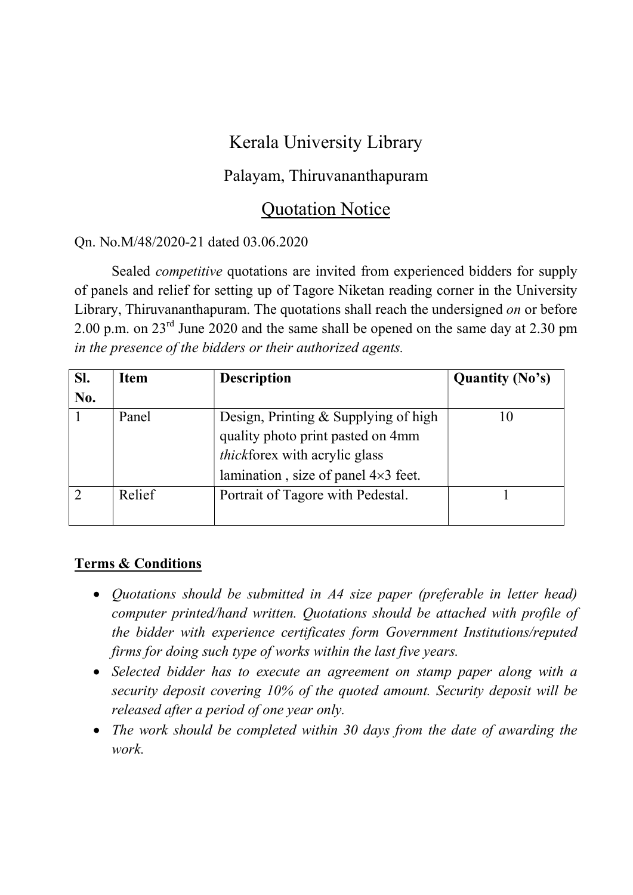# Kerala University Library

## Palayam, Thiruvananthapuram

## Quotation Notice

Qn. No.M/48/2020-21 dated 03.06.2020

Sealed *competitive* quotations are invited from experienced bidders for supply of panels and relief for setting up of Tagore Niketan reading corner in the University Library, Thiruvananthapuram. The quotations shall reach the undersigned *on* or before 2.00 p.m. on 23rd June 2020 and the same shall be opened on the same day at 2.30 pm *in the presence of the bidders or their authorized agents.*

| Sl. No. | Item | Description | Quantity (No's) |
|---|---|---|---|
| 1 | Panel | Design, Printing & Supplying of high quality photo print pasted on 4mm *thick*forex with acrylic glass lamination , size of panel 4×3 feet. | 10 |
| 2 | Relief | Portrait of Tagore with Pedestal. | 1 |

**Terms & Conditions**

- *Quotations should be submitted in A4 size paper (preferable in letter head) computer printed/hand written. Quotations should be attached with profile of the bidder with experience certificates form Government Institutions/reputed firms for doing such type of works within the last five years.*
- *Selected bidder has to execute an agreement on stamp paper along with a security deposit covering 10% of the quoted amount. Security deposit will be released after a period of one year only.*
- *The work should be completed within 30 days from the date of awarding the work.*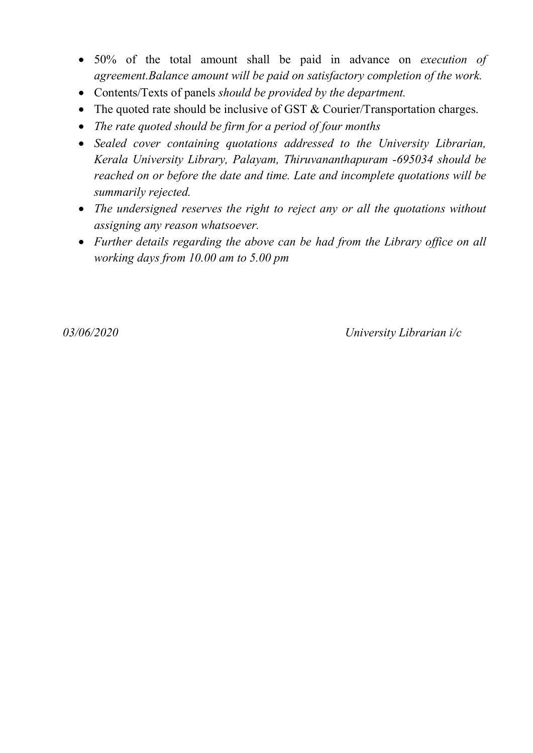- 50% of the total amount shall be paid in advance on *execution of agreement.Balance amount will be paid on satisfactory completion of the work.*
- Contents/Texts of panels *should be provided by the department.*
- The quoted rate should be inclusive of GST & Courier/Transportation charges.
- *The rate quoted should be firm for a period of four months*
- *Sealed cover containing quotations addressed to the University Librarian, Kerala University Library, Palayam, Thiruvananthapuram -695034 should be reached on or before the date and time. Late and incomplete quotations will be summarily rejected.*
- *The undersigned reserves the right to reject any or all the quotations without assigning any reason whatsoever.*
- *Further details regarding the above can be had from the Library office on all working days from 10.00 am to 5.00 pm*

*03/06/2020* *University Librarian i/c*